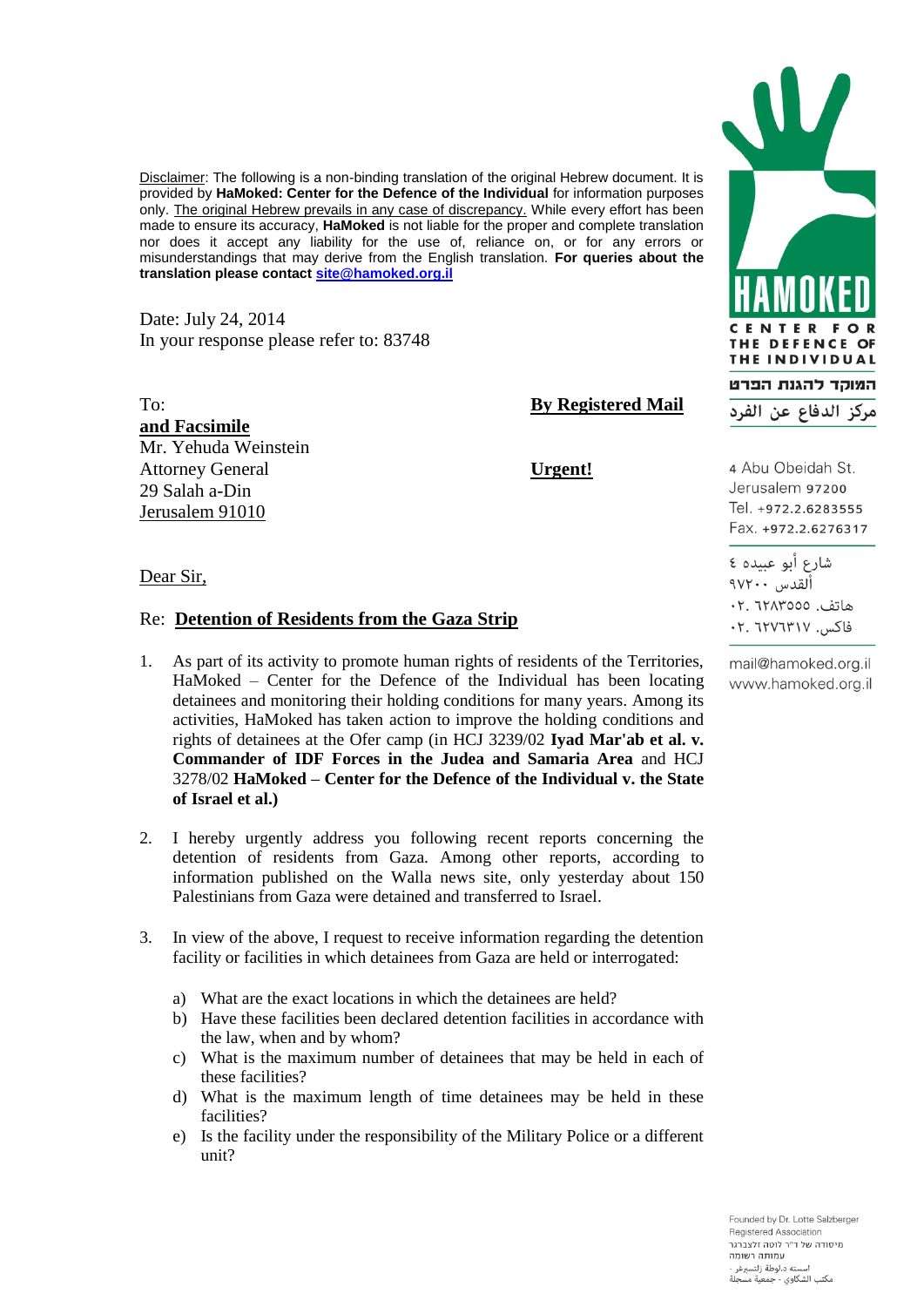HAMOKED

CENTER FOR THE DEFENCE OF THE INDIVIDUAL

המוקד להגנת הפרט

مركز الدفاع عن الفرد

4 Abu Obeidah St.
Jerusalem 97200
Tel. +972.2.6283555
Fax. +972.2.6276317

شارع أبو عبيده ٤
ألقدس ٩٧٢٠٠
هاتف. ٠٢. ٦٢٨٣٥٥٥
فاكس. ٠٢. ٦٢٧٦٣١٧

mail@hamoked.org.il
www.hamoked.org.il

Disclaimer: The following is a non-binding translation of the original Hebrew document. It is provided by **HaMoked: Center for the Defence of the Individual** for information purposes only. The original Hebrew prevails in any case of discrepancy. While every effort has been made to ensure its accuracy, **HaMoked** is not liable for the proper and complete translation nor does it accept any liability for the use of, reliance on, or for any errors or misunderstandings that may derive from the English translation. **For queries about the translation please contact site@hamoked.org.il**

Date: July 24, 2014
In your response please refer to: 83748

To:
**By Registered Mail and Facsimile**

Mr. Yehuda Weinstein
Attorney General
29 Salah a-Din
Jerusalem 91010

**Urgent!**

Dear Sir,

Re: **Detention of Residents from the Gaza Strip**

1. As part of its activity to promote human rights of residents of the Territories, HaMoked – Center for the Defence of the Individual has been locating detainees and monitoring their holding conditions for many years. Among its activities, HaMoked has taken action to improve the holding conditions and rights of detainees at the Ofer camp (in HCJ 3239/02 **Iyad Mar'ab et al. v. Commander of IDF Forces in the Judea and Samaria Area** and HCJ 3278/02 **HaMoked – Center for the Defence of the Individual v. the State of Israel et al.)**

2. I hereby urgently address you following recent reports concerning the detention of residents from Gaza. Among other reports, according to information published on the Walla news site, only yesterday about 150 Palestinians from Gaza were detained and transferred to Israel.

3. In view of the above, I request to receive information regarding the detention facility or facilities in which detainees from Gaza are held or interrogated:

   a) What are the exact locations in which the detainees are held?
   b) Have these facilities been declared detention facilities in accordance with the law, when and by whom?
   c) What is the maximum number of detainees that may be held in each of these facilities?
   d) What is the maximum length of time detainees may be held in these facilities?
   e) Is the facility under the responsibility of the Military Police or a different unit?

Founded by Dr. Lotte Salzberger
Registered Association
מיסודה של ד"ר לוטה זלצברגר
עמותה רשומה
اسسته د.لوطة زلتسبرغر -
مكتب الشكاوي - جمعية مسجلة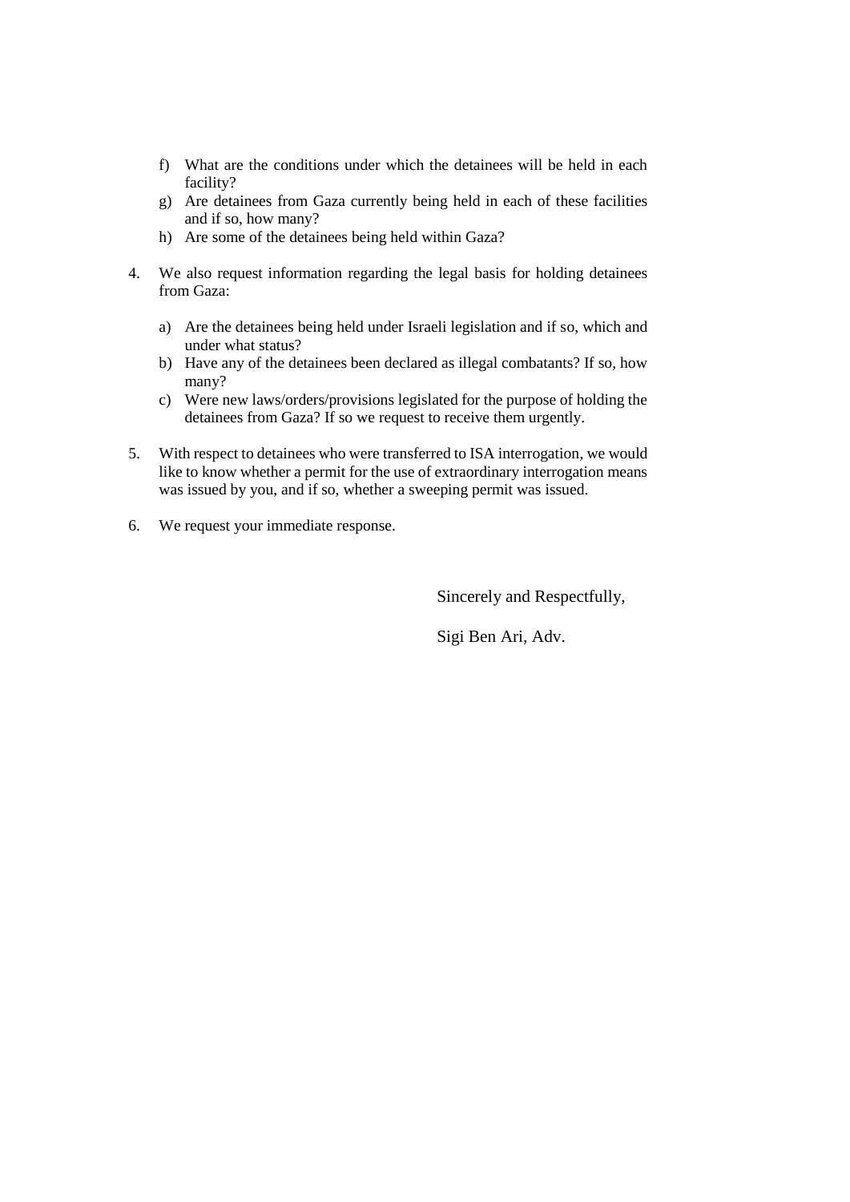f) What are the conditions under which the detainees will be held in each facility?
g) Are detainees from Gaza currently being held in each of these facilities and if so, how many?
h) Are some of the detainees being held within Gaza?

4. We also request information regarding the legal basis for holding detainees from Gaza:

   a) Are the detainees being held under Israeli legislation and if so, which and under what status?
   b) Have any of the detainees been declared as illegal combatants? If so, how many?
   c) Were new laws/orders/provisions legislated for the purpose of holding the detainees from Gaza? If so we request to receive them urgently.

5. With respect to detainees who were transferred to ISA interrogation, we would like to know whether a permit for the use of extraordinary interrogation means was issued by you, and if so, whether a sweeping permit was issued.

6. We request your immediate response.

Sincerely and Respectfully,

Sigi Ben Ari, Adv.